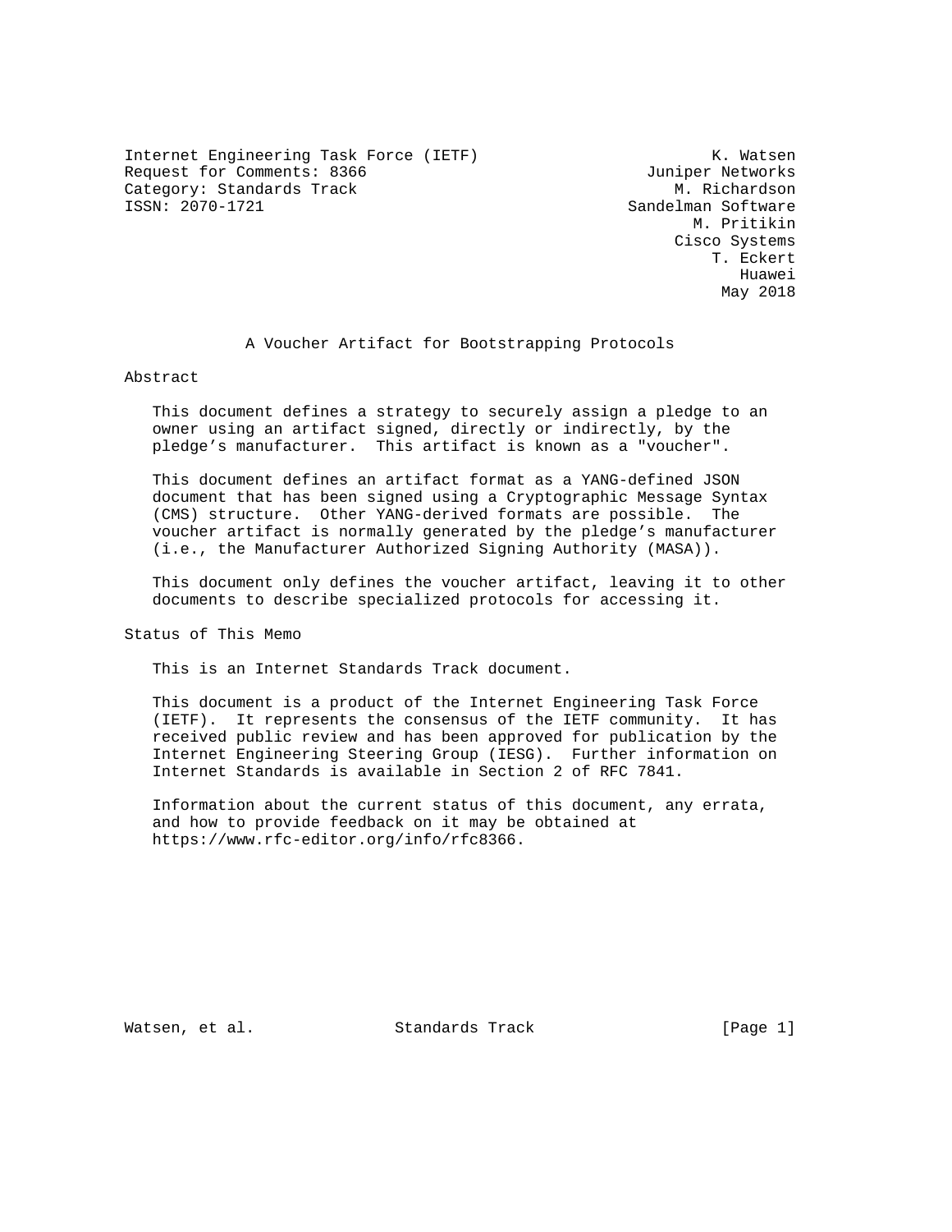Internet Engineering Task Force (IETF)  
Request for Comments: 8366  
Category: Standards Track  
ISSN: 2070-1721

K. Watsen, Juniper Networks  
M. Richardson, Sandelman Software  
M. Pritikin, Cisco Systems  
T. Eckert, Huawei  
May 2018

# A Voucher Artifact for Bootstrapping Protocols

## Abstract

This document defines a strategy to securely assign a pledge to an owner using an artifact signed, directly or indirectly, by the pledge's manufacturer. This artifact is known as a "voucher".

This document defines an artifact format as a YANG-defined JSON document that has been signed using a Cryptographic Message Syntax (CMS) structure. Other YANG-derived formats are possible. The voucher artifact is normally generated by the pledge's manufacturer (i.e., the Manufacturer Authorized Signing Authority (MASA)).

This document only defines the voucher artifact, leaving it to other documents to describe specialized protocols for accessing it.

## Status of This Memo

This is an Internet Standards Track document.

This document is a product of the Internet Engineering Task Force (IETF). It represents the consensus of the IETF community. It has received public review and has been approved for publication by the Internet Engineering Steering Group (IESG). Further information on Internet Standards is available in Section 2 of RFC 7841.

Information about the current status of this document, any errata, and how to provide feedback on it may be obtained at https://www.rfc-editor.org/info/rfc8366.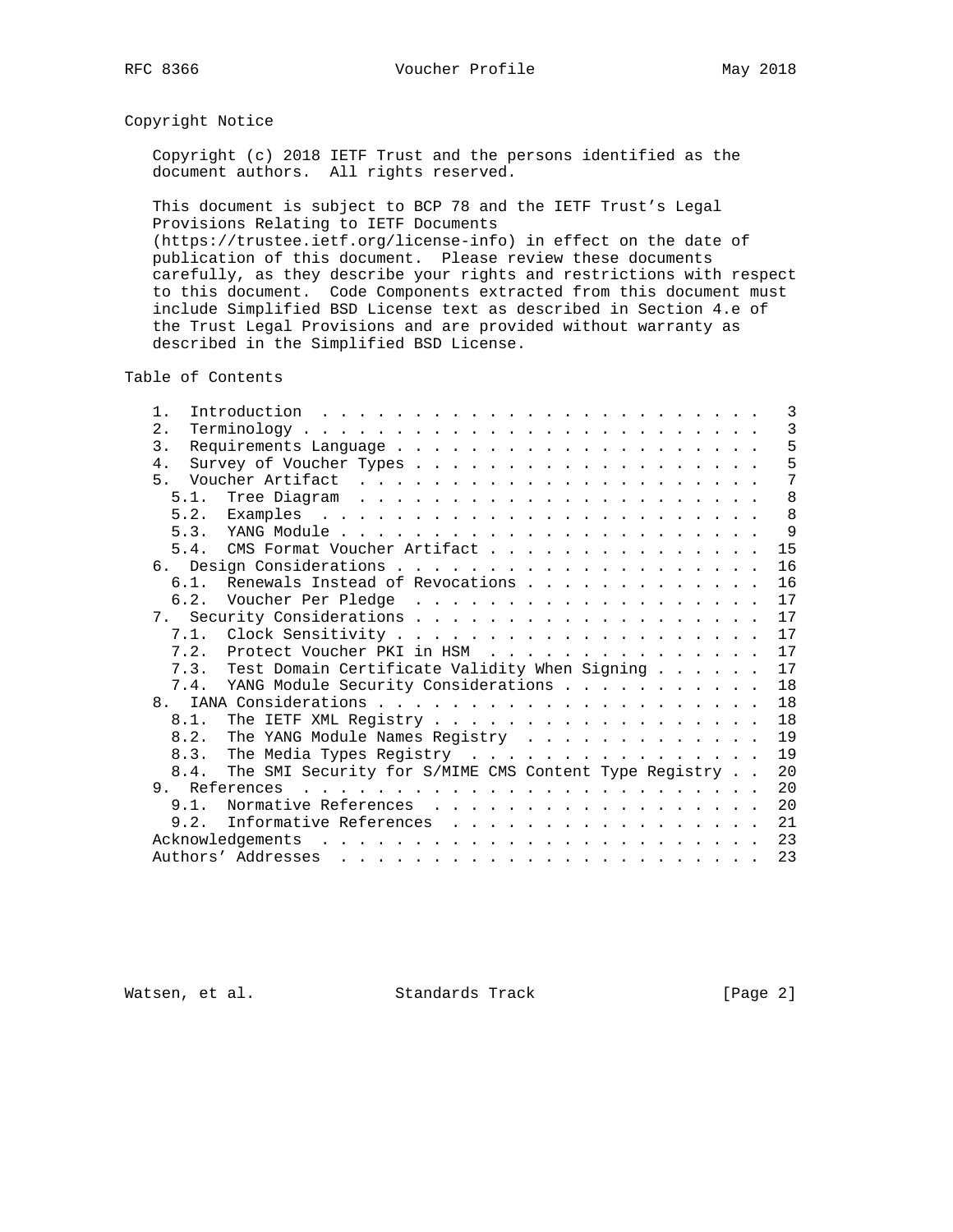## Copyright Notice

Copyright (c) 2018 IETF Trust and the persons identified as the document authors. All rights reserved.

This document is subject to BCP 78 and the IETF Trust's Legal Provisions Relating to IETF Documents (https://trustee.ietf.org/license-info) in effect on the date of publication of this document. Please review these documents carefully, as they describe your rights and restrictions with respect to this document. Code Components extracted from this document must include Simplified BSD License text as described in Section 4.e of the Trust Legal Provisions and are provided without warranty as described in the Simplified BSD License.

## Table of Contents

```
   1.  Introduction  . . . . . . . . . . . . . . . . . . . . . . . .   3
   2.  Terminology . . . . . . . . . . . . . . . . . . . . . . . . .   3
   3.  Requirements Language . . . . . . . . . . . . . . . . . . . .   5
   4.  Survey of Voucher Types . . . . . . . . . . . . . . . . . . .   5
   5.  Voucher Artifact  . . . . . . . . . . . . . . . . . . . . . .   7
     5.1.  Tree Diagram  . . . . . . . . . . . . . . . . . . . . . .   8
     5.2.  Examples  . . . . . . . . . . . . . . . . . . . . . . . .   8
     5.3.  YANG Module . . . . . . . . . . . . . . . . . . . . . . .   9
     5.4.  CMS Format Voucher Artifact . . . . . . . . . . . . . . .  15
   6.  Design Considerations . . . . . . . . . . . . . . . . . . . .  16
     6.1.  Renewals Instead of Revocations . . . . . . . . . . . . .  16
     6.2.  Voucher Per Pledge  . . . . . . . . . . . . . . . . . . .  17
   7.  Security Considerations . . . . . . . . . . . . . . . . . . .  17
     7.1.  Clock Sensitivity . . . . . . . . . . . . . . . . . . . .  17
     7.2.  Protect Voucher PKI in HSM  . . . . . . . . . . . . . . .  17
     7.3.  Test Domain Certificate Validity When Signing . . . . . .  17
     7.4.  YANG Module Security Considerations . . . . . . . . . . .  18
   8.  IANA Considerations . . . . . . . . . . . . . . . . . . . . .  18
     8.1.  The IETF XML Registry . . . . . . . . . . . . . . . . . .  18
     8.2.  The YANG Module Names Registry  . . . . . . . . . . . . .  19
     8.3.  The Media Types Registry  . . . . . . . . . . . . . . . .  19
     8.4.  The SMI Security for S/MIME CMS Content Type Registry . .  20
   9.  References  . . . . . . . . . . . . . . . . . . . . . . . . .  20
     9.1.  Normative References  . . . . . . . . . . . . . . . . . .  20
     9.2.  Informative References  . . . . . . . . . . . . . . . . .  21
   Acknowledgements  . . . . . . . . . . . . . . . . . . . . . . . .  23
   Authors' Addresses  . . . . . . . . . . . . . . . . . . . . . . .  23
```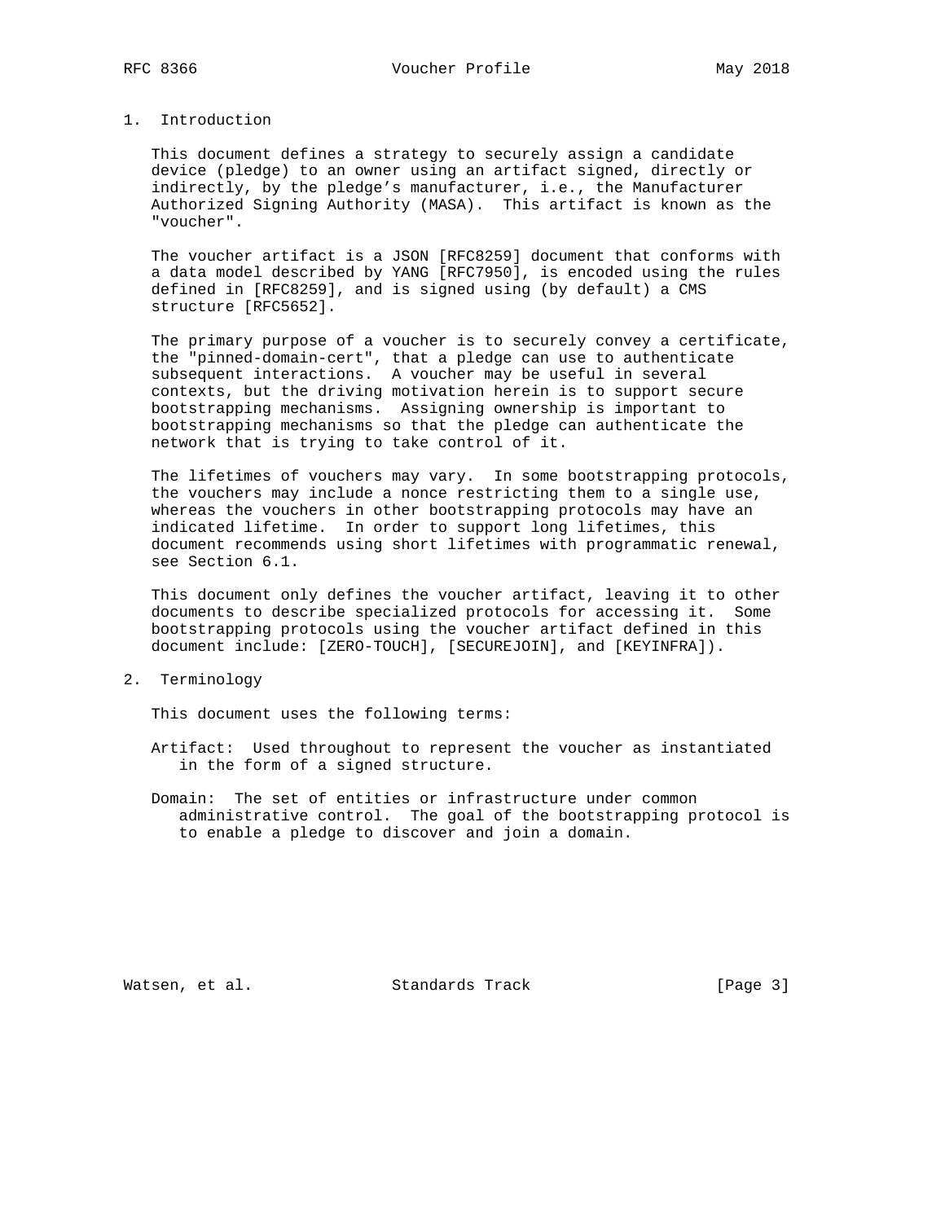## 1. Introduction

This document defines a strategy to securely assign a candidate device (pledge) to an owner using an artifact signed, directly or indirectly, by the pledge's manufacturer, i.e., the Manufacturer Authorized Signing Authority (MASA). This artifact is known as the "voucher".

The voucher artifact is a JSON [RFC8259] document that conforms with a data model described by YANG [RFC7950], is encoded using the rules defined in [RFC8259], and is signed using (by default) a CMS structure [RFC5652].

The primary purpose of a voucher is to securely convey a certificate, the "pinned-domain-cert", that a pledge can use to authenticate subsequent interactions. A voucher may be useful in several contexts, but the driving motivation herein is to support secure bootstrapping mechanisms. Assigning ownership is important to bootstrapping mechanisms so that the pledge can authenticate the network that is trying to take control of it.

The lifetimes of vouchers may vary. In some bootstrapping protocols, the vouchers may include a nonce restricting them to a single use, whereas the vouchers in other bootstrapping protocols may have an indicated lifetime. In order to support long lifetimes, this document recommends using short lifetimes with programmatic renewal, see Section 6.1.

This document only defines the voucher artifact, leaving it to other documents to describe specialized protocols for accessing it. Some bootstrapping protocols using the voucher artifact defined in this document include: [ZERO-TOUCH], [SECUREJOIN], and [KEYINFRA]).

## 2. Terminology

This document uses the following terms:

Artifact: Used throughout to represent the voucher as instantiated in the form of a signed structure.

Domain: The set of entities or infrastructure under common administrative control. The goal of the bootstrapping protocol is to enable a pledge to discover and join a domain.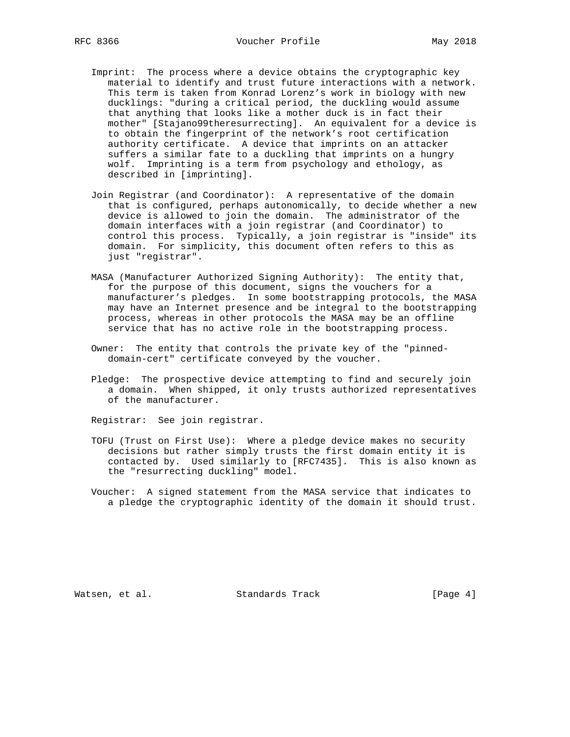Imprint: The process where a device obtains the cryptographic key material to identify and trust future interactions with a network. This term is taken from Konrad Lorenz's work in biology with new ducklings: "during a critical period, the duckling would assume that anything that looks like a mother duck is in fact their mother" [Stajano99theresurrecting]. An equivalent for a device is to obtain the fingerprint of the network's root certification authority certificate. A device that imprints on an attacker suffers a similar fate to a duckling that imprints on a hungry wolf. Imprinting is a term from psychology and ethology, as described in [imprinting].

Join Registrar (and Coordinator): A representative of the domain that is configured, perhaps autonomically, to decide whether a new device is allowed to join the domain. The administrator of the domain interfaces with a join registrar (and Coordinator) to control this process. Typically, a join registrar is "inside" its domain. For simplicity, this document often refers to this as just "registrar".

MASA (Manufacturer Authorized Signing Authority): The entity that, for the purpose of this document, signs the vouchers for a manufacturer's pledges. In some bootstrapping protocols, the MASA may have an Internet presence and be integral to the bootstrapping process, whereas in other protocols the MASA may be an offline service that has no active role in the bootstrapping process.

Owner: The entity that controls the private key of the "pinned-domain-cert" certificate conveyed by the voucher.

Pledge: The prospective device attempting to find and securely join a domain. When shipped, it only trusts authorized representatives of the manufacturer.

Registrar: See join registrar.

TOFU (Trust on First Use): Where a pledge device makes no security decisions but rather simply trusts the first domain entity it is contacted by. Used similarly to [RFC7435]. This is also known as the "resurrecting duckling" model.

Voucher: A signed statement from the MASA service that indicates to a pledge the cryptographic identity of the domain it should trust.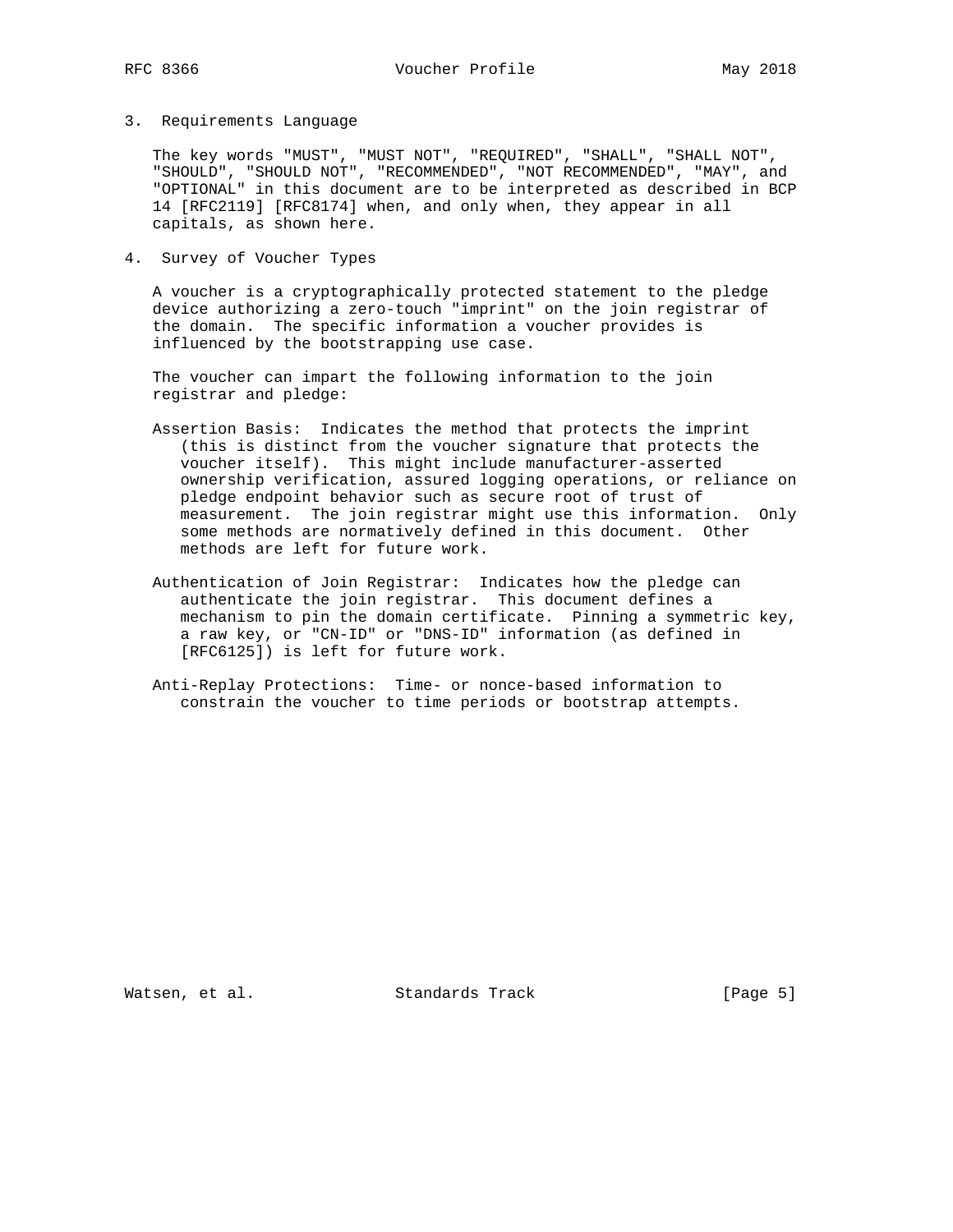## 3. Requirements Language

The key words "MUST", "MUST NOT", "REQUIRED", "SHALL", "SHALL NOT", "SHOULD", "SHOULD NOT", "RECOMMENDED", "NOT RECOMMENDED", "MAY", and "OPTIONAL" in this document are to be interpreted as described in BCP 14 [RFC2119] [RFC8174] when, and only when, they appear in all capitals, as shown here.

## 4. Survey of Voucher Types

A voucher is a cryptographically protected statement to the pledge device authorizing a zero-touch "imprint" on the join registrar of the domain. The specific information a voucher provides is influenced by the bootstrapping use case.

The voucher can impart the following information to the join registrar and pledge:

Assertion Basis: Indicates the method that protects the imprint (this is distinct from the voucher signature that protects the voucher itself). This might include manufacturer-asserted ownership verification, assured logging operations, or reliance on pledge endpoint behavior such as secure root of trust of measurement. The join registrar might use this information. Only some methods are normatively defined in this document. Other methods are left for future work.

Authentication of Join Registrar: Indicates how the pledge can authenticate the join registrar. This document defines a mechanism to pin the domain certificate. Pinning a symmetric key, a raw key, or "CN-ID" or "DNS-ID" information (as defined in [RFC6125]) is left for future work.

Anti-Replay Protections: Time- or nonce-based information to constrain the voucher to time periods or bootstrap attempts.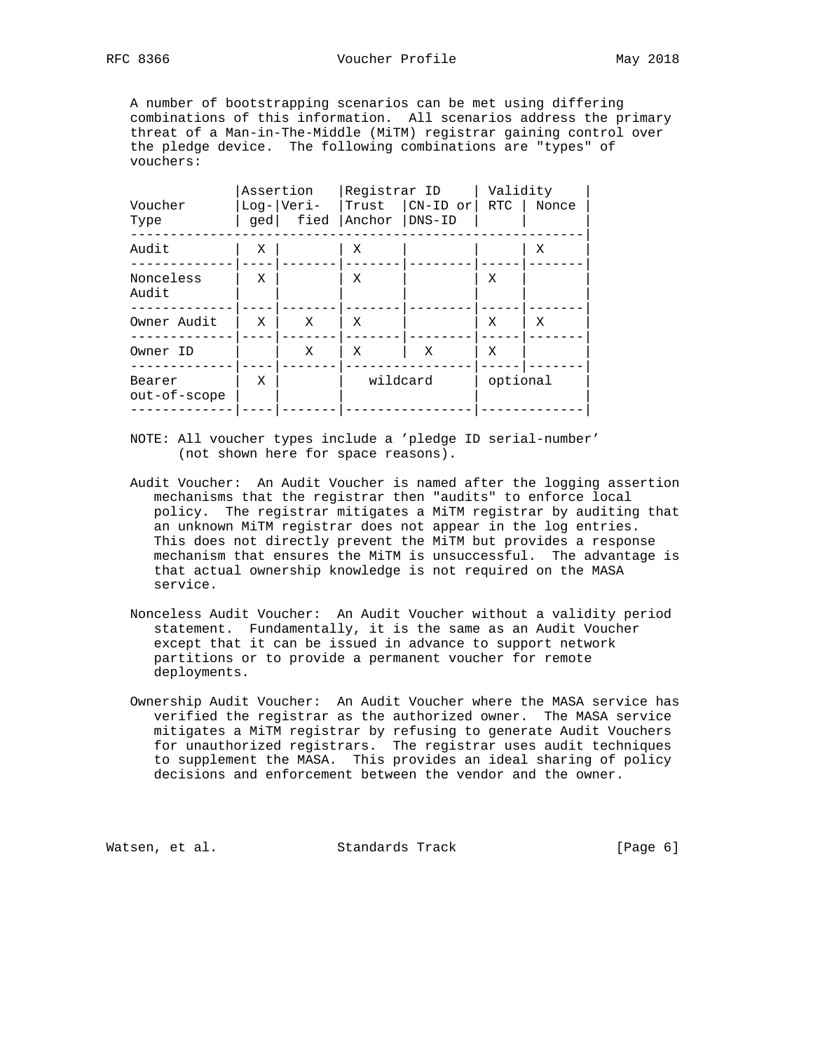A number of bootstrapping scenarios can be met using differing combinations of this information. All scenarios address the primary threat of a Man-in-The-Middle (MiTM) registrar gaining control over the pledge device. The following combinations are "types" of vouchers:

| Voucher Type | Assertion | | Registrar ID | | Validity | |
|---|---|---|---|---|---|---|
| | Logged | Verified | Trust Anchor | CN-ID or DNS-ID | RTC | Nonce |
| Audit | X | | X | | | X |
| Nonceless Audit | X | | X | | X | |
| Owner Audit | X | X | X | | X | X |
| Owner ID | | X | X | X | X | |
| Bearer out-of-scope | X | | wildcard | | optional | |

NOTE: All voucher types include a 'pledge ID serial-number' (not shown here for space reasons).

Audit Voucher: An Audit Voucher is named after the logging assertion mechanisms that the registrar then "audits" to enforce local policy. The registrar mitigates a MiTM registrar by auditing that an unknown MiTM registrar does not appear in the log entries. This does not directly prevent the MiTM but provides a response mechanism that ensures the MiTM is unsuccessful. The advantage is that actual ownership knowledge is not required on the MASA service.

Nonceless Audit Voucher: An Audit Voucher without a validity period statement. Fundamentally, it is the same as an Audit Voucher except that it can be issued in advance to support network partitions or to provide a permanent voucher for remote deployments.

Ownership Audit Voucher: An Audit Voucher where the MASA service has verified the registrar as the authorized owner. The MASA service mitigates a MiTM registrar by refusing to generate Audit Vouchers for unauthorized registrars. The registrar uses audit techniques to supplement the MASA. This provides an ideal sharing of policy decisions and enforcement between the vendor and the owner.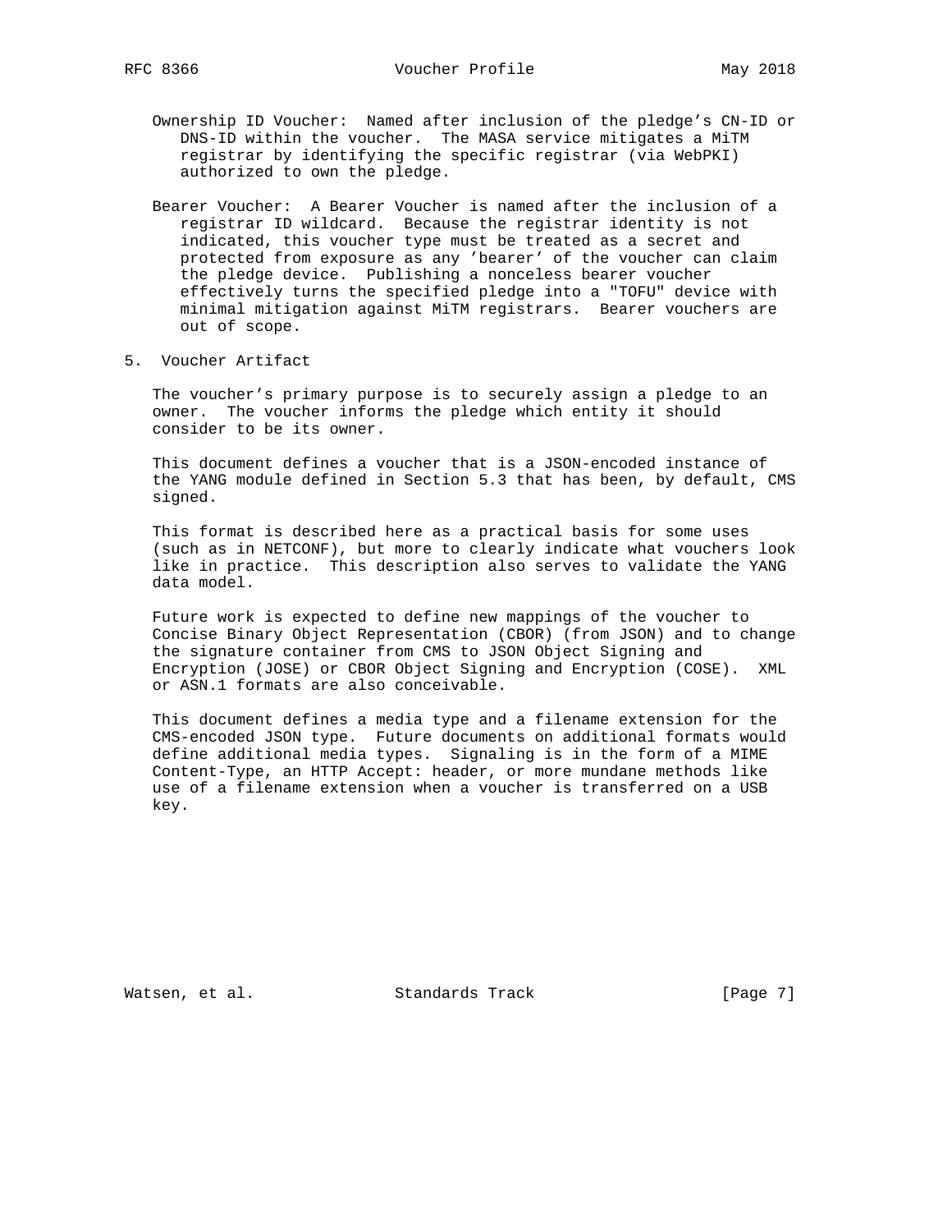Ownership ID Voucher: Named after inclusion of the pledge's CN-ID or DNS-ID within the voucher. The MASA service mitigates a MiTM registrar by identifying the specific registrar (via WebPKI) authorized to own the pledge.

Bearer Voucher: A Bearer Voucher is named after the inclusion of a registrar ID wildcard. Because the registrar identity is not indicated, this voucher type must be treated as a secret and protected from exposure as any 'bearer' of the voucher can claim the pledge device. Publishing a nonceless bearer voucher effectively turns the specified pledge into a "TOFU" device with minimal mitigation against MiTM registrars. Bearer vouchers are out of scope.

## 5. Voucher Artifact

The voucher's primary purpose is to securely assign a pledge to an owner. The voucher informs the pledge which entity it should consider to be its owner.

This document defines a voucher that is a JSON-encoded instance of the YANG module defined in Section 5.3 that has been, by default, CMS signed.

This format is described here as a practical basis for some uses (such as in NETCONF), but more to clearly indicate what vouchers look like in practice. This description also serves to validate the YANG data model.

Future work is expected to define new mappings of the voucher to Concise Binary Object Representation (CBOR) (from JSON) and to change the signature container from CMS to JSON Object Signing and Encryption (JOSE) or CBOR Object Signing and Encryption (COSE). XML or ASN.1 formats are also conceivable.

This document defines a media type and a filename extension for the CMS-encoded JSON type. Future documents on additional formats would define additional media types. Signaling is in the form of a MIME Content-Type, an HTTP Accept: header, or more mundane methods like use of a filename extension when a voucher is transferred on a USB key.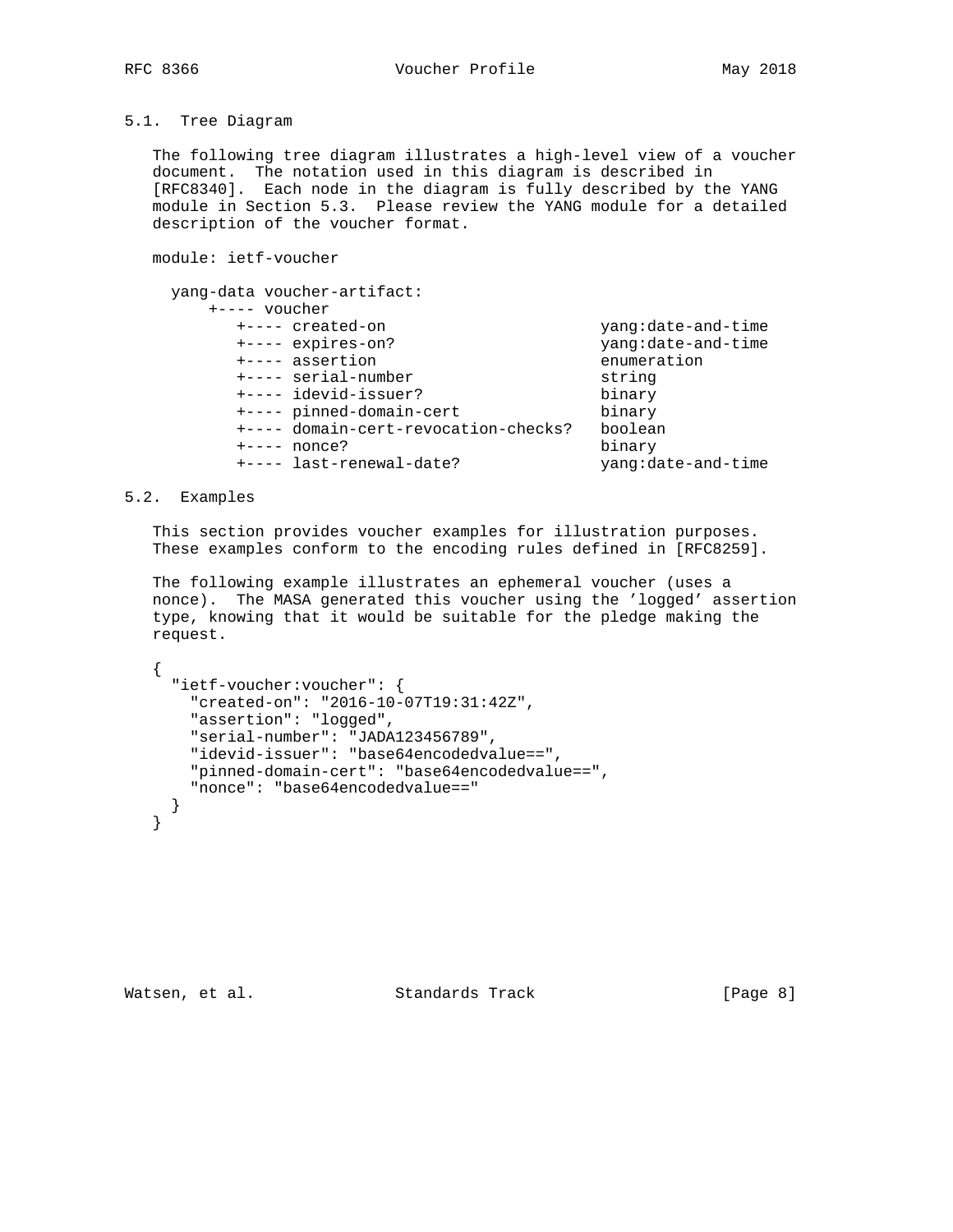### 5.1. Tree Diagram

The following tree diagram illustrates a high-level view of a voucher document. The notation used in this diagram is described in [RFC8340]. Each node in the diagram is fully described by the YANG module in Section 5.3. Please review the YANG module for a detailed description of the voucher format.

```
module: ietf-voucher

  yang-data voucher-artifact:
      +---- voucher
         +---- created-on                      yang:date-and-time
         +---- expires-on?                     yang:date-and-time
         +---- assertion                       enumeration
         +---- serial-number                   string
         +---- idevid-issuer?                  binary
         +---- pinned-domain-cert              binary
         +---- domain-cert-revocation-checks?  boolean
         +---- nonce?                          binary
         +---- last-renewal-date?              yang:date-and-time
```

### 5.2. Examples

This section provides voucher examples for illustration purposes. These examples conform to the encoding rules defined in [RFC8259].

The following example illustrates an ephemeral voucher (uses a nonce). The MASA generated this voucher using the 'logged' assertion type, knowing that it would be suitable for the pledge making the request.

```
{
  "ietf-voucher:voucher": {
    "created-on": "2016-10-07T19:31:42Z",
    "assertion": "logged",
    "serial-number": "JADA123456789",
    "idevid-issuer": "base64encodedvalue==",
    "pinned-domain-cert": "base64encodedvalue==",
    "nonce": "base64encodedvalue=="
  }
}
```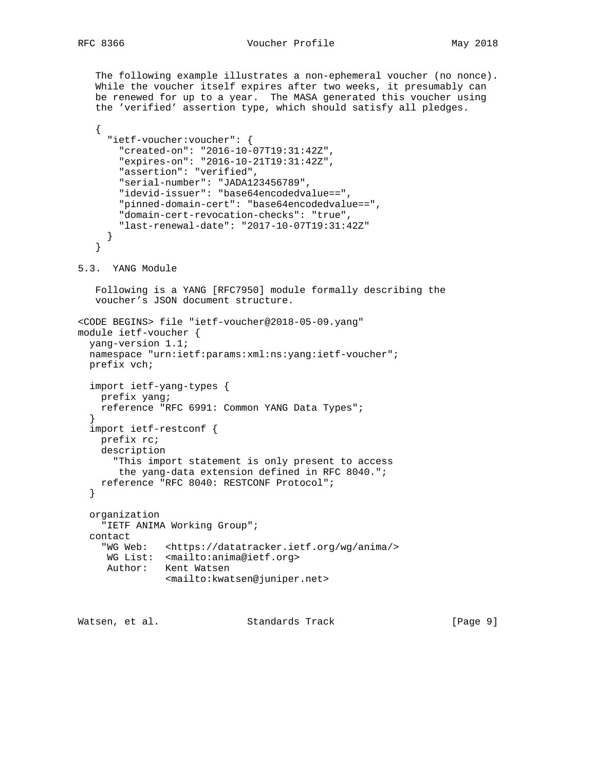The following example illustrates a non-ephemeral voucher (no nonce). While the voucher itself expires after two weeks, it presumably can be renewed for up to a year. The MASA generated this voucher using the 'verified' assertion type, which should satisfy all pledges.

```
{
  "ietf-voucher:voucher": {
    "created-on": "2016-10-07T19:31:42Z",
    "expires-on": "2016-10-21T19:31:42Z",
    "assertion": "verified",
    "serial-number": "JADA123456789",
    "idevid-issuer": "base64encodedvalue==",
    "pinned-domain-cert": "base64encodedvalue==",
    "domain-cert-revocation-checks": "true",
    "last-renewal-date": "2017-10-07T19:31:42Z"
  }
}
```

### 5.3. YANG Module

Following is a YANG [RFC7950] module formally describing the voucher's JSON document structure.

```
<CODE BEGINS> file "ietf-voucher@2018-05-09.yang"
module ietf-voucher {
  yang-version 1.1;
  namespace "urn:ietf:params:xml:ns:yang:ietf-voucher";
  prefix vch;

  import ietf-yang-types {
    prefix yang;
    reference "RFC 6991: Common YANG Data Types";
  }
  import ietf-restconf {
    prefix rc;
    description
      "This import statement is only present to access
       the yang-data extension defined in RFC 8040.";
    reference "RFC 8040: RESTCONF Protocol";
  }

  organization
    "IETF ANIMA Working Group";
  contact
    "WG Web:   <https://datatracker.ietf.org/wg/anima/>
     WG List:  <mailto:anima@ietf.org>
     Author:   Kent Watsen
               <mailto:kwatsen@juniper.net>
```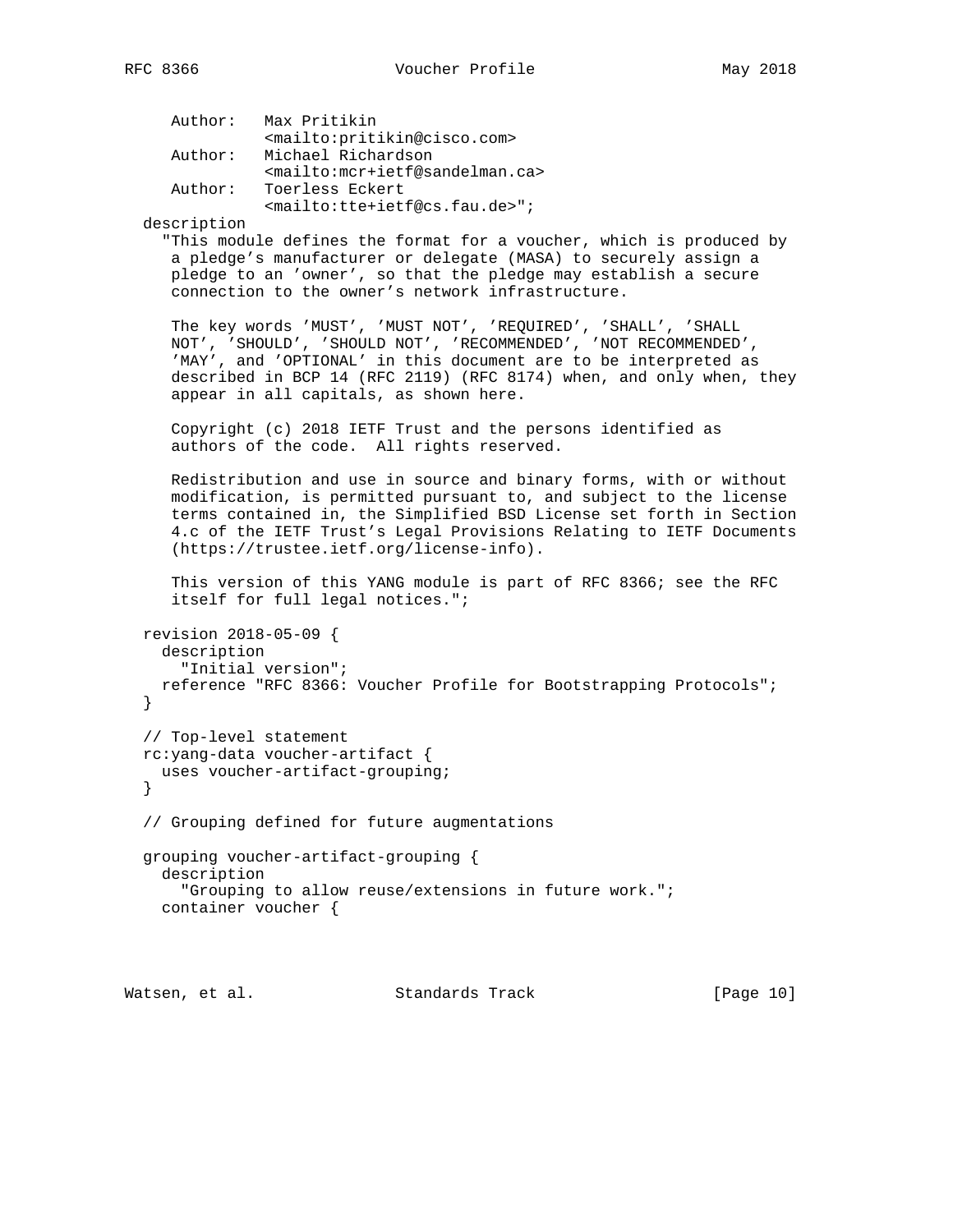```
     Author:   Max Pritikin
               <mailto:pritikin@cisco.com>
     Author:   Michael Richardson
               <mailto:mcr+ietf@sandelman.ca>
     Author:   Toerless Eckert
               <mailto:tte+ietf@cs.fau.de>";
  description
    "This module defines the format for a voucher, which is produced by
     a pledge's manufacturer or delegate (MASA) to securely assign a
     pledge to an 'owner', so that the pledge may establish a secure
     connection to the owner's network infrastructure.

     The key words 'MUST', 'MUST NOT', 'REQUIRED', 'SHALL', 'SHALL
     NOT', 'SHOULD', 'SHOULD NOT', 'RECOMMENDED', 'NOT RECOMMENDED',
     'MAY', and 'OPTIONAL' in this document are to be interpreted as
     described in BCP 14 (RFC 2119) (RFC 8174) when, and only when, they
     appear in all capitals, as shown here.

     Copyright (c) 2018 IETF Trust and the persons identified as
     authors of the code.  All rights reserved.

     Redistribution and use in source and binary forms, with or without
     modification, is permitted pursuant to, and subject to the license
     terms contained in, the Simplified BSD License set forth in Section
     4.c of the IETF Trust's Legal Provisions Relating to IETF Documents
     (https://trustee.ietf.org/license-info).

     This version of this YANG module is part of RFC 8366; see the RFC
     itself for full legal notices.";

  revision 2018-05-09 {
    description
      "Initial version";
    reference "RFC 8366: Voucher Profile for Bootstrapping Protocols";
  }

  // Top-level statement
  rc:yang-data voucher-artifact {
    uses voucher-artifact-grouping;
  }

  // Grouping defined for future augmentations

  grouping voucher-artifact-grouping {
    description
      "Grouping to allow reuse/extensions in future work.";
    container voucher {
```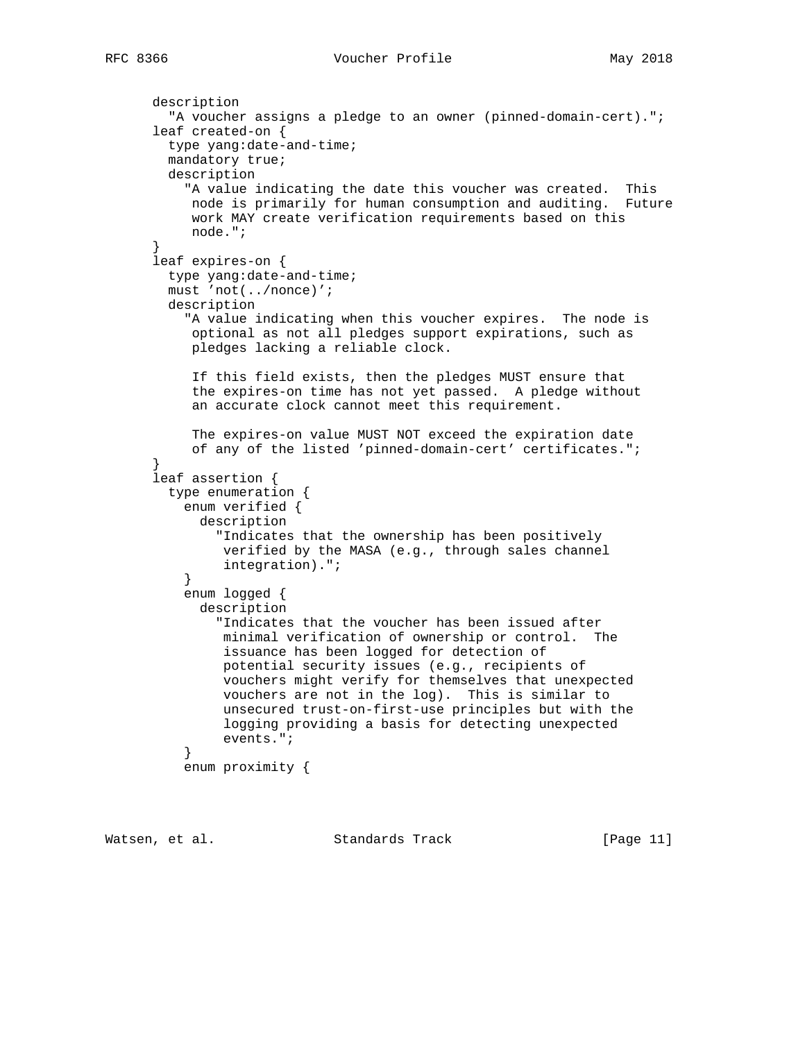```
      description
        "A voucher assigns a pledge to an owner (pinned-domain-cert).";
      leaf created-on {
        type yang:date-and-time;
        mandatory true;
        description
          "A value indicating the date this voucher was created.  This
           node is primarily for human consumption and auditing.  Future
           work MAY create verification requirements based on this
           node.";
      }
      leaf expires-on {
        type yang:date-and-time;
        must 'not(../nonce)';
        description
          "A value indicating when this voucher expires.  The node is
           optional as not all pledges support expirations, such as
           pledges lacking a reliable clock.

           If this field exists, then the pledges MUST ensure that
           the expires-on time has not yet passed.  A pledge without
           an accurate clock cannot meet this requirement.

           The expires-on value MUST NOT exceed the expiration date
           of any of the listed 'pinned-domain-cert' certificates.";
      }
      leaf assertion {
        type enumeration {
          enum verified {
            description
              "Indicates that the ownership has been positively
               verified by the MASA (e.g., through sales channel
               integration).";
          }
          enum logged {
            description
              "Indicates that the voucher has been issued after
               minimal verification of ownership or control.  The
               issuance has been logged for detection of
               potential security issues (e.g., recipients of
               vouchers might verify for themselves that unexpected
               vouchers are not in the log).  This is similar to
               unsecured trust-on-first-use principles but with the
               logging providing a basis for detecting unexpected
               events.";
          }
          enum proximity {
```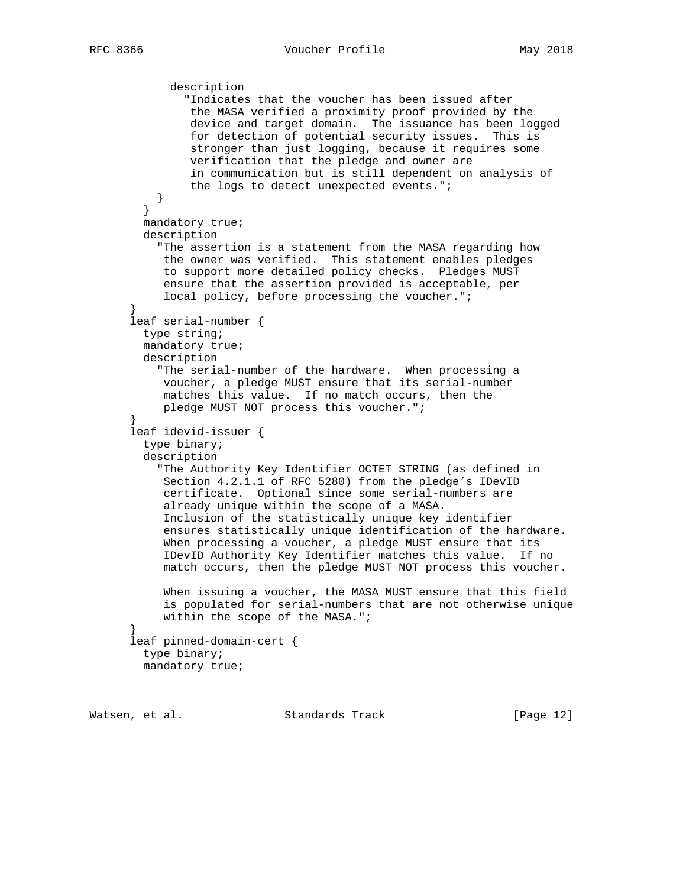```
          description
            "Indicates that the voucher has been issued after
             the MASA verified a proximity proof provided by the
             device and target domain.  The issuance has been logged
             for detection of potential security issues.  This is
             stronger than just logging, because it requires some
             verification that the pledge and owner are
             in communication but is still dependent on analysis of
             the logs to detect unexpected events.";
        }
      }
      mandatory true;
      description
        "The assertion is a statement from the MASA regarding how
         the owner was verified.  This statement enables pledges
         to support more detailed policy checks.  Pledges MUST
         ensure that the assertion provided is acceptable, per
         local policy, before processing the voucher.";
    }
    leaf serial-number {
      type string;
      mandatory true;
      description
        "The serial-number of the hardware.  When processing a
         voucher, a pledge MUST ensure that its serial-number
         matches this value.  If no match occurs, then the
         pledge MUST NOT process this voucher.";
    }
    leaf idevid-issuer {
      type binary;
      description
        "The Authority Key Identifier OCTET STRING (as defined in
         Section 4.2.1.1 of RFC 5280) from the pledge's IDevID
         certificate.  Optional since some serial-numbers are
         already unique within the scope of a MASA.
         Inclusion of the statistically unique key identifier
         ensures statistically unique identification of the hardware.
         When processing a voucher, a pledge MUST ensure that its
         IDevID Authority Key Identifier matches this value.  If no
         match occurs, then the pledge MUST NOT process this voucher.

         When issuing a voucher, the MASA MUST ensure that this field
         is populated for serial-numbers that are not otherwise unique
         within the scope of the MASA.";
    }
    leaf pinned-domain-cert {
      type binary;
      mandatory true;
```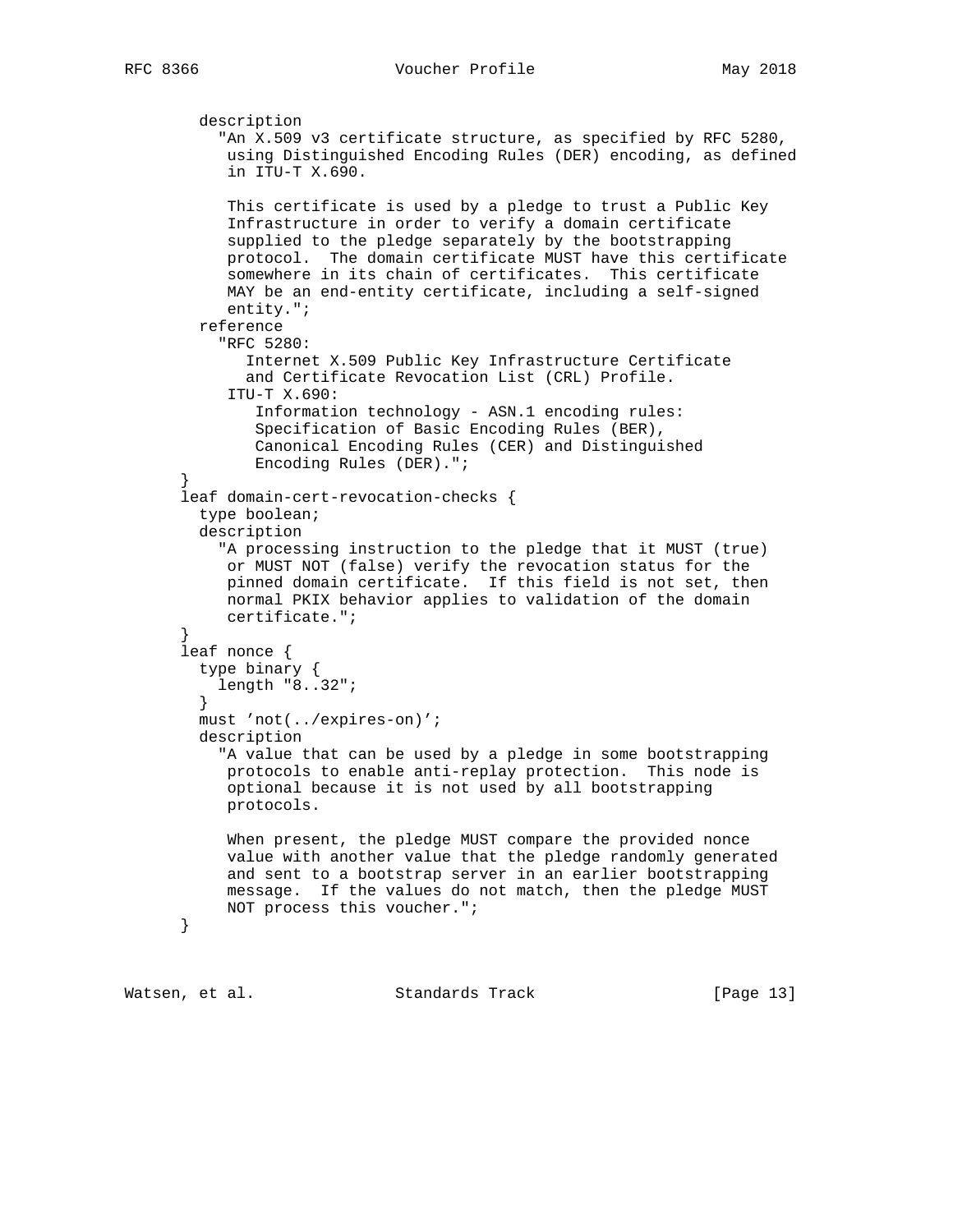```
        description
          "An X.509 v3 certificate structure, as specified by RFC 5280,
           using Distinguished Encoding Rules (DER) encoding, as defined
           in ITU-T X.690.

           This certificate is used by a pledge to trust a Public Key
           Infrastructure in order to verify a domain certificate
           supplied to the pledge separately by the bootstrapping
           protocol.  The domain certificate MUST have this certificate
           somewhere in its chain of certificates.  This certificate
           MAY be an end-entity certificate, including a self-signed
           entity.";
        reference
          "RFC 5280:
             Internet X.509 Public Key Infrastructure Certificate
             and Certificate Revocation List (CRL) Profile.
           ITU-T X.690:
              Information technology - ASN.1 encoding rules:
              Specification of Basic Encoding Rules (BER),
              Canonical Encoding Rules (CER) and Distinguished
              Encoding Rules (DER).";
      }
      leaf domain-cert-revocation-checks {
        type boolean;
        description
          "A processing instruction to the pledge that it MUST (true)
           or MUST NOT (false) verify the revocation status for the
           pinned domain certificate.  If this field is not set, then
           normal PKIX behavior applies to validation of the domain
           certificate.";
      }
      leaf nonce {
        type binary {
          length "8..32";
        }
        must 'not(../expires-on)';
        description
          "A value that can be used by a pledge in some bootstrapping
           protocols to enable anti-replay protection.  This node is
           optional because it is not used by all bootstrapping
           protocols.

           When present, the pledge MUST compare the provided nonce
           value with another value that the pledge randomly generated
           and sent to a bootstrap server in an earlier bootstrapping
           message.  If the values do not match, then the pledge MUST
           NOT process this voucher.";
      }
```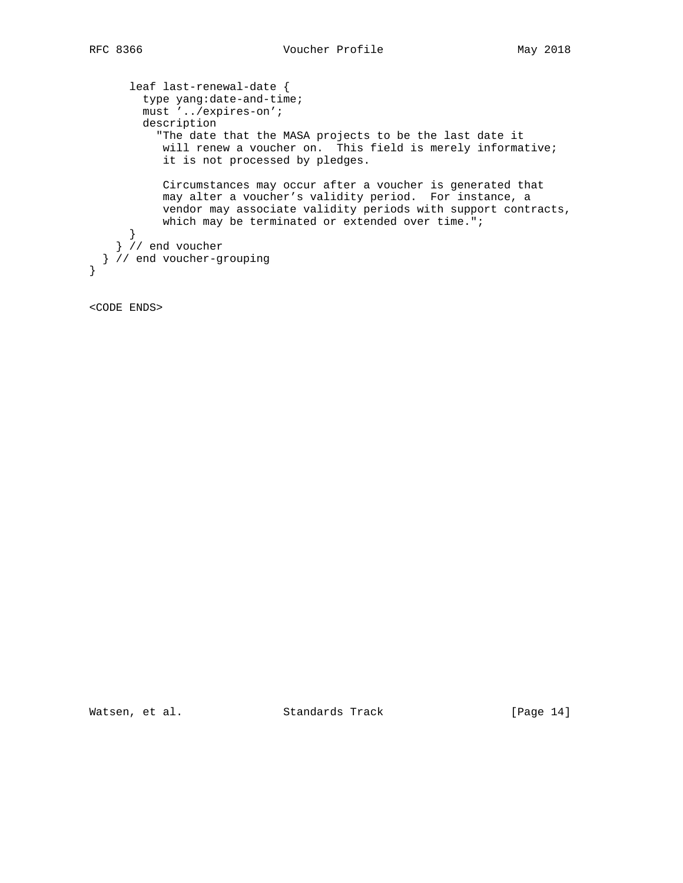```
      leaf last-renewal-date {
        type yang:date-and-time;
        must '../expires-on';
        description
          "The date that the MASA projects to be the last date it
           will renew a voucher on.  This field is merely informative;
           it is not processed by pledges.

           Circumstances may occur after a voucher is generated that
           may alter a voucher's validity period.  For instance, a
           vendor may associate validity periods with support contracts,
           which may be terminated or extended over time.";
      }
    } // end voucher
  } // end voucher-grouping
}
```

<CODE ENDS>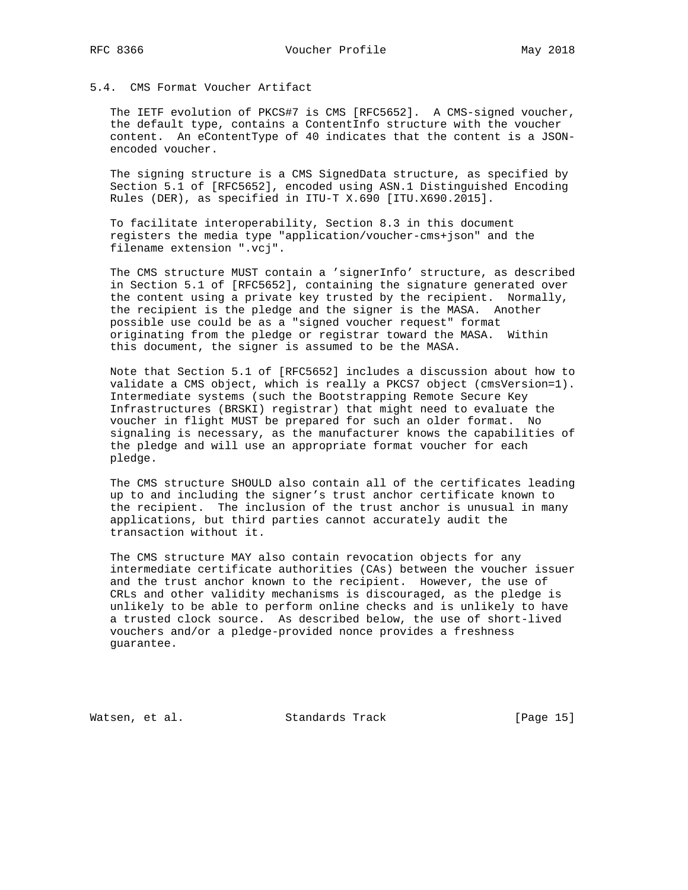### 5.4. CMS Format Voucher Artifact

The IETF evolution of PKCS#7 is CMS [RFC5652]. A CMS-signed voucher, the default type, contains a ContentInfo structure with the voucher content. An eContentType of 40 indicates that the content is a JSON-encoded voucher.

The signing structure is a CMS SignedData structure, as specified by Section 5.1 of [RFC5652], encoded using ASN.1 Distinguished Encoding Rules (DER), as specified in ITU-T X.690 [ITU.X690.2015].

To facilitate interoperability, Section 8.3 in this document registers the media type "application/voucher-cms+json" and the filename extension ".vcj".

The CMS structure MUST contain a 'signerInfo' structure, as described in Section 5.1 of [RFC5652], containing the signature generated over the content using a private key trusted by the recipient. Normally, the recipient is the pledge and the signer is the MASA. Another possible use could be as a "signed voucher request" format originating from the pledge or registrar toward the MASA. Within this document, the signer is assumed to be the MASA.

Note that Section 5.1 of [RFC5652] includes a discussion about how to validate a CMS object, which is really a PKCS7 object (cmsVersion=1). Intermediate systems (such the Bootstrapping Remote Secure Key Infrastructures (BRSKI) registrar) that might need to evaluate the voucher in flight MUST be prepared for such an older format. No signaling is necessary, as the manufacturer knows the capabilities of the pledge and will use an appropriate format voucher for each pledge.

The CMS structure SHOULD also contain all of the certificates leading up to and including the signer's trust anchor certificate known to the recipient. The inclusion of the trust anchor is unusual in many applications, but third parties cannot accurately audit the transaction without it.

The CMS structure MAY also contain revocation objects for any intermediate certificate authorities (CAs) between the voucher issuer and the trust anchor known to the recipient. However, the use of CRLs and other validity mechanisms is discouraged, as the pledge is unlikely to be able to perform online checks and is unlikely to have a trusted clock source. As described below, the use of short-lived vouchers and/or a pledge-provided nonce provides a freshness guarantee.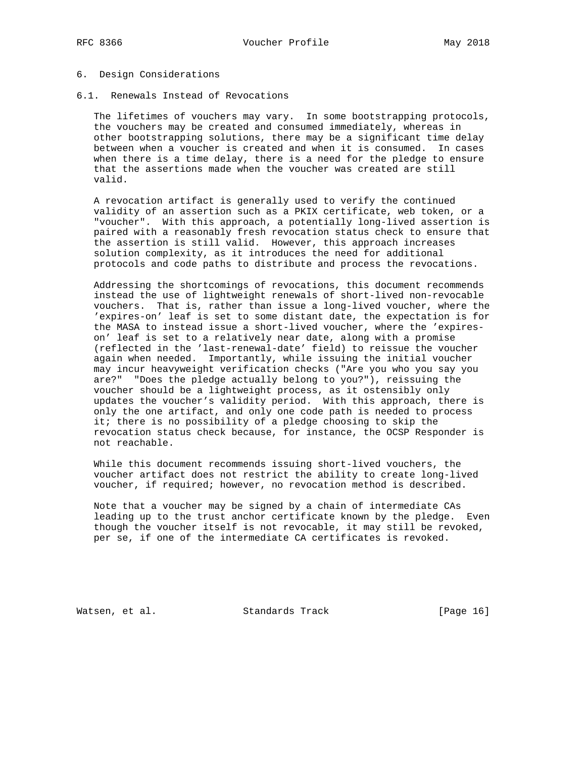## 6. Design Considerations

### 6.1. Renewals Instead of Revocations

The lifetimes of vouchers may vary. In some bootstrapping protocols, the vouchers may be created and consumed immediately, whereas in other bootstrapping solutions, there may be a significant time delay between when a voucher is created and when it is consumed. In cases when there is a time delay, there is a need for the pledge to ensure that the assertions made when the voucher was created are still valid.

A revocation artifact is generally used to verify the continued validity of an assertion such as a PKIX certificate, web token, or a "voucher". With this approach, a potentially long-lived assertion is paired with a reasonably fresh revocation status check to ensure that the assertion is still valid. However, this approach increases solution complexity, as it introduces the need for additional protocols and code paths to distribute and process the revocations.

Addressing the shortcomings of revocations, this document recommends instead the use of lightweight renewals of short-lived non-revocable vouchers. That is, rather than issue a long-lived voucher, where the 'expires-on' leaf is set to some distant date, the expectation is for the MASA to instead issue a short-lived voucher, where the 'expires-on' leaf is set to a relatively near date, along with a promise (reflected in the 'last-renewal-date' field) to reissue the voucher again when needed. Importantly, while issuing the initial voucher may incur heavyweight verification checks ("Are you who you say you are?" "Does the pledge actually belong to you?"), reissuing the voucher should be a lightweight process, as it ostensibly only updates the voucher's validity period. With this approach, there is only the one artifact, and only one code path is needed to process it; there is no possibility of a pledge choosing to skip the revocation status check because, for instance, the OCSP Responder is not reachable.

While this document recommends issuing short-lived vouchers, the voucher artifact does not restrict the ability to create long-lived voucher, if required; however, no revocation method is described.

Note that a voucher may be signed by a chain of intermediate CAs leading up to the trust anchor certificate known by the pledge. Even though the voucher itself is not revocable, it may still be revoked, per se, if one of the intermediate CA certificates is revoked.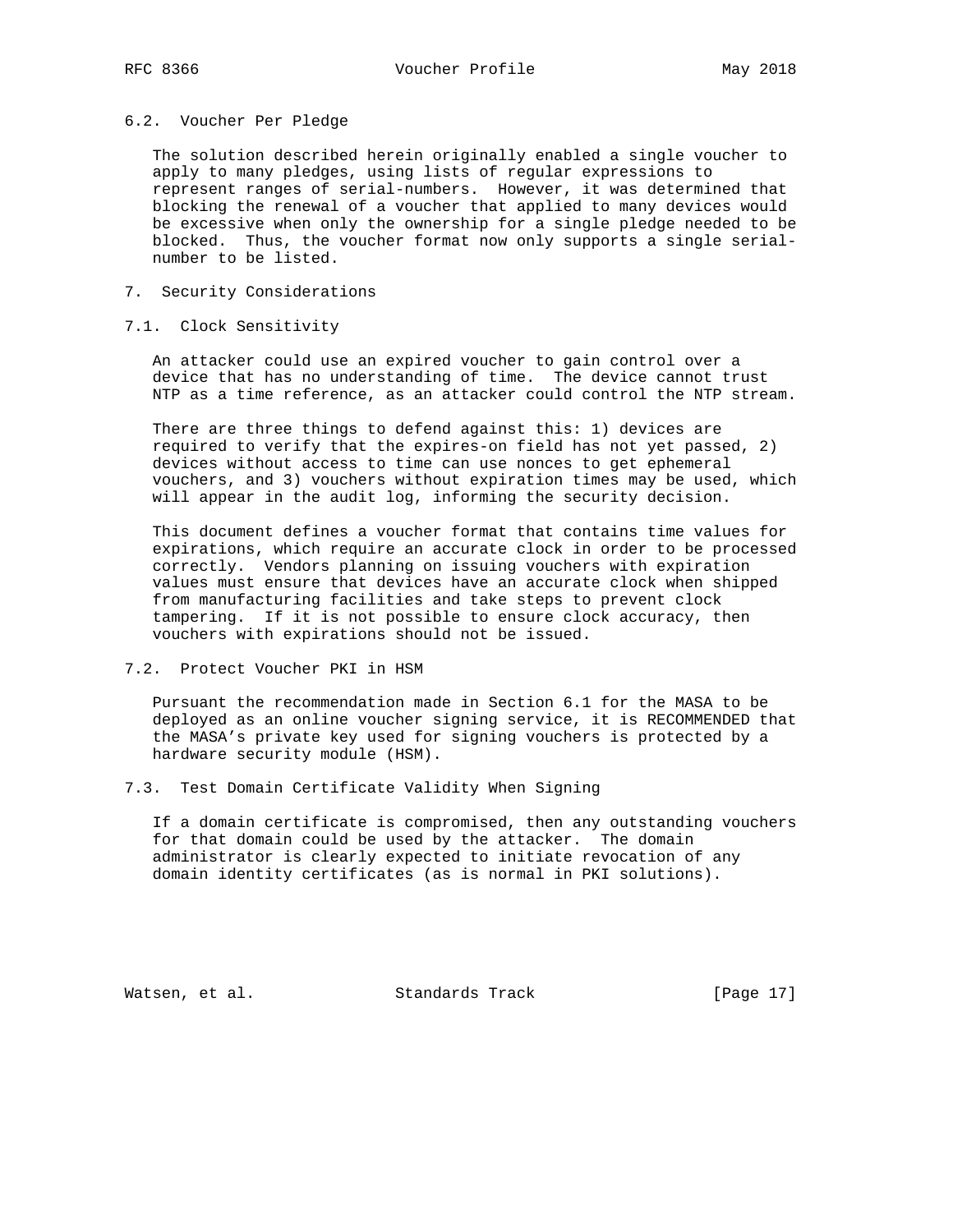### 6.2. Voucher Per Pledge

The solution described herein originally enabled a single voucher to apply to many pledges, using lists of regular expressions to represent ranges of serial-numbers. However, it was determined that blocking the renewal of a voucher that applied to many devices would be excessive when only the ownership for a single pledge needed to be blocked. Thus, the voucher format now only supports a single serial-number to be listed.

## 7. Security Considerations

### 7.1. Clock Sensitivity

An attacker could use an expired voucher to gain control over a device that has no understanding of time. The device cannot trust NTP as a time reference, as an attacker could control the NTP stream.

There are three things to defend against this: 1) devices are required to verify that the expires-on field has not yet passed, 2) devices without access to time can use nonces to get ephemeral vouchers, and 3) vouchers without expiration times may be used, which will appear in the audit log, informing the security decision.

This document defines a voucher format that contains time values for expirations, which require an accurate clock in order to be processed correctly. Vendors planning on issuing vouchers with expiration values must ensure that devices have an accurate clock when shipped from manufacturing facilities and take steps to prevent clock tampering. If it is not possible to ensure clock accuracy, then vouchers with expirations should not be issued.

### 7.2. Protect Voucher PKI in HSM

Pursuant the recommendation made in Section 6.1 for the MASA to be deployed as an online voucher signing service, it is RECOMMENDED that the MASA's private key used for signing vouchers is protected by a hardware security module (HSM).

### 7.3. Test Domain Certificate Validity When Signing

If a domain certificate is compromised, then any outstanding vouchers for that domain could be used by the attacker. The domain administrator is clearly expected to initiate revocation of any domain identity certificates (as is normal in PKI solutions).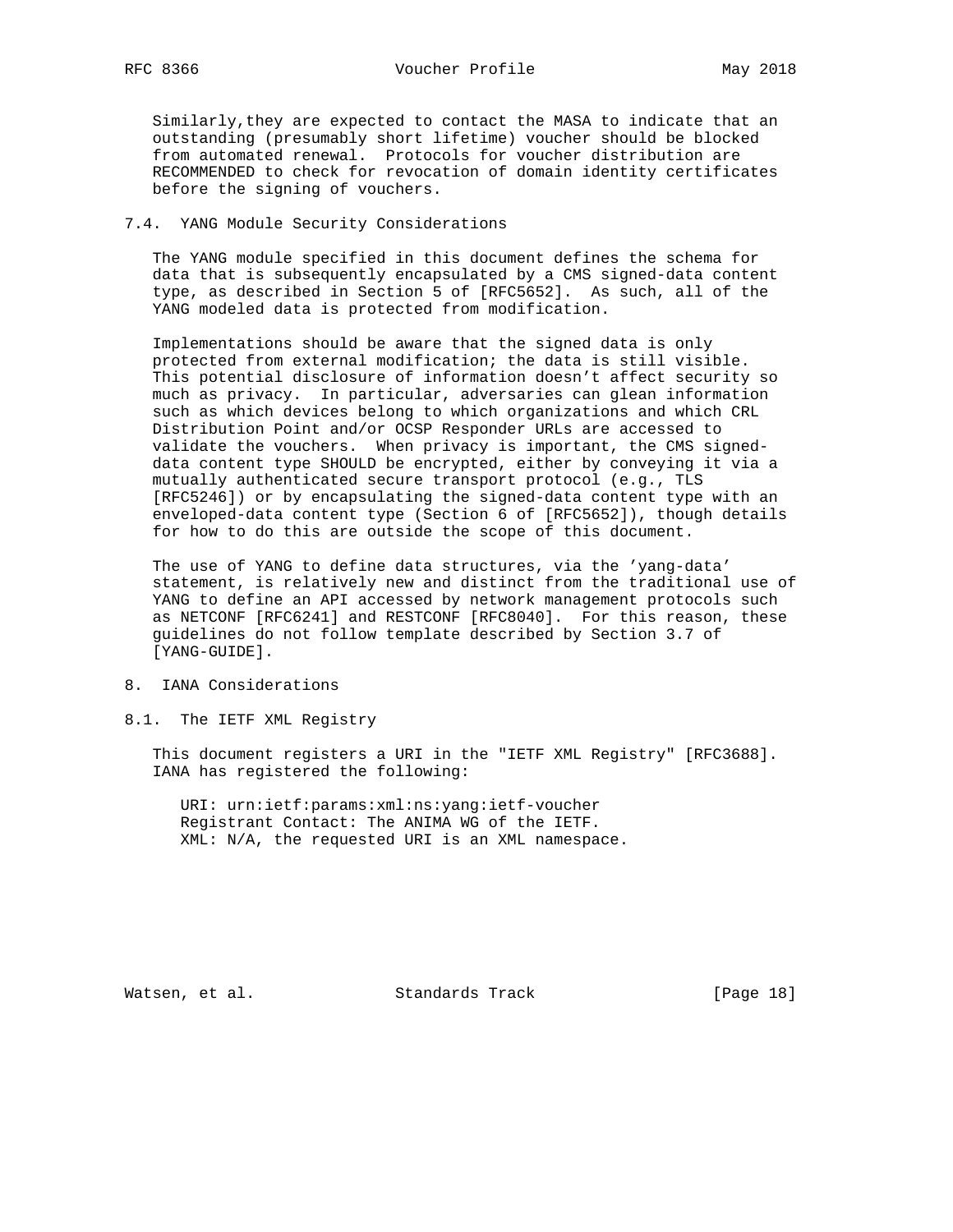Similarly,they are expected to contact the MASA to indicate that an outstanding (presumably short lifetime) voucher should be blocked from automated renewal. Protocols for voucher distribution are RECOMMENDED to check for revocation of domain identity certificates before the signing of vouchers.

### 7.4. YANG Module Security Considerations

The YANG module specified in this document defines the schema for data that is subsequently encapsulated by a CMS signed-data content type, as described in Section 5 of [RFC5652]. As such, all of the YANG modeled data is protected from modification.

Implementations should be aware that the signed data is only protected from external modification; the data is still visible. This potential disclosure of information doesn't affect security so much as privacy. In particular, adversaries can glean information such as which devices belong to which organizations and which CRL Distribution Point and/or OCSP Responder URLs are accessed to validate the vouchers. When privacy is important, the CMS signed-data content type SHOULD be encrypted, either by conveying it via a mutually authenticated secure transport protocol (e.g., TLS [RFC5246]) or by encapsulating the signed-data content type with an enveloped-data content type (Section 6 of [RFC5652]), though details for how to do this are outside the scope of this document.

The use of YANG to define data structures, via the 'yang-data' statement, is relatively new and distinct from the traditional use of YANG to define an API accessed by network management protocols such as NETCONF [RFC6241] and RESTCONF [RFC8040]. For this reason, these guidelines do not follow template described by Section 3.7 of [YANG-GUIDE].

## 8. IANA Considerations

### 8.1. The IETF XML Registry

This document registers a URI in the "IETF XML Registry" [RFC3688]. IANA has registered the following:

```
URI: urn:ietf:params:xml:ns:yang:ietf-voucher
Registrant Contact: The ANIMA WG of the IETF.
XML: N/A, the requested URI is an XML namespace.
```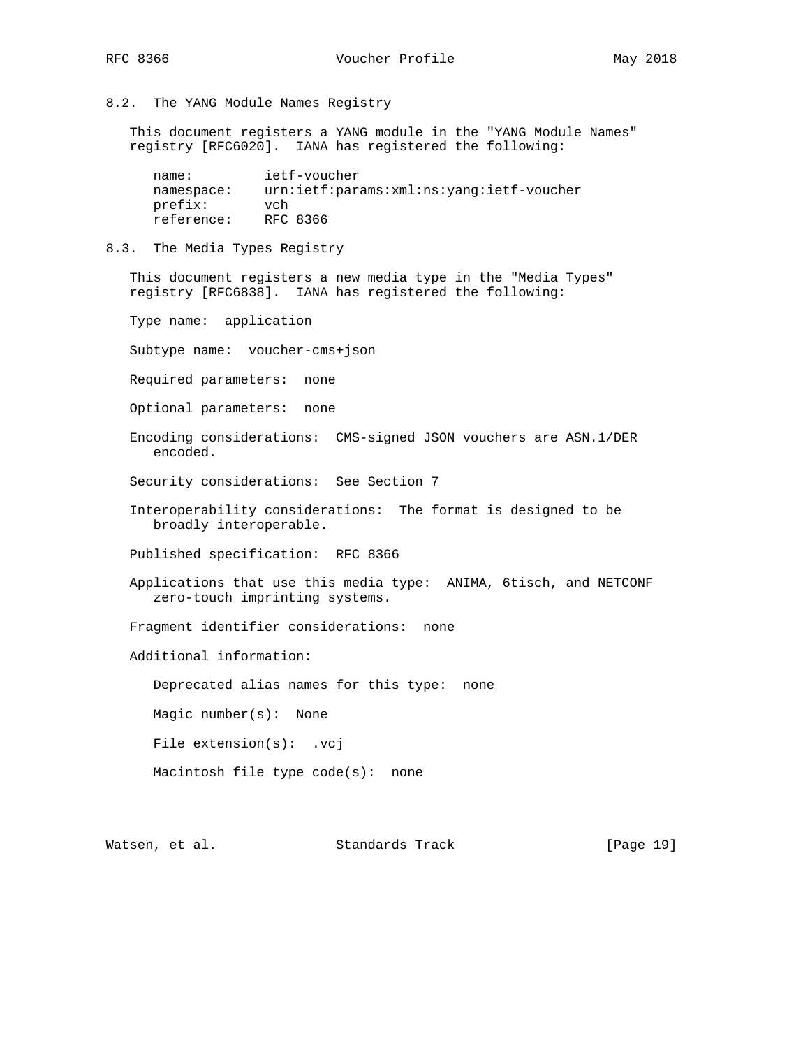## 8.2. The YANG Module Names Registry

This document registers a YANG module in the "YANG Module Names" registry [RFC6020]. IANA has registered the following:

```
name:         ietf-voucher
namespace:    urn:ietf:params:xml:ns:yang:ietf-voucher
prefix:       vch
reference:    RFC 8366
```

## 8.3. The Media Types Registry

This document registers a new media type in the "Media Types" registry [RFC6838]. IANA has registered the following:

Type name: application

Subtype name: voucher-cms+json

Required parameters: none

Optional parameters: none

Encoding considerations: CMS-signed JSON vouchers are ASN.1/DER encoded.

Security considerations: See Section 7

Interoperability considerations: The format is designed to be broadly interoperable.

Published specification: RFC 8366

Applications that use this media type: ANIMA, 6tisch, and NETCONF zero-touch imprinting systems.

Fragment identifier considerations: none

Additional information:

Deprecated alias names for this type: none

Magic number(s): None

File extension(s): .vcj

Macintosh file type code(s): none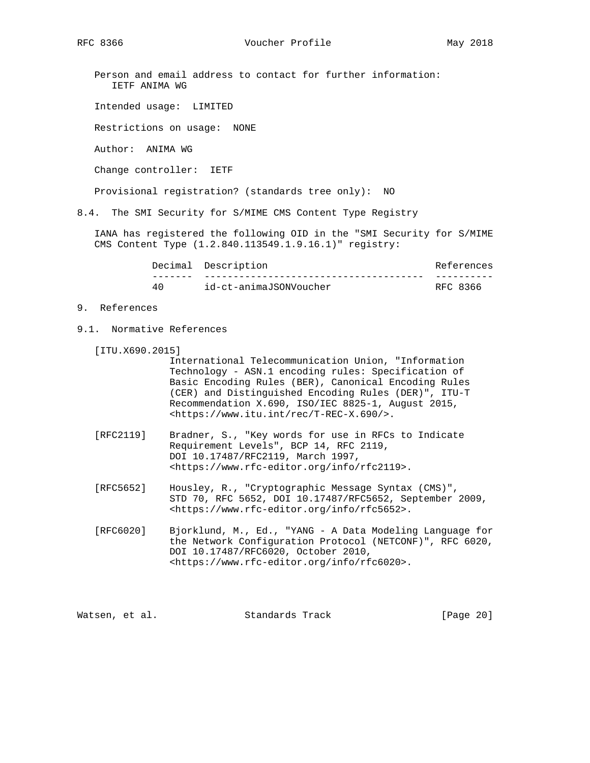Person and email address to contact for further information:
IETF ANIMA WG

Intended usage: LIMITED

Restrictions on usage: NONE

Author: ANIMA WG

Change controller: IETF

Provisional registration? (standards tree only): NO

### 8.4. The SMI Security for S/MIME CMS Content Type Registry

IANA has registered the following OID in the "SMI Security for S/MIME CMS Content Type (1.2.840.113549.1.9.16.1)" registry:

| Decimal | Description | References |
|---|---|---|
| 40 | id-ct-animaJSONVoucher | RFC 8366 |

## 9. References

### 9.1. Normative References

[ITU.X690.2015]
International Telecommunication Union, "Information Technology - ASN.1 encoding rules: Specification of Basic Encoding Rules (BER), Canonical Encoding Rules (CER) and Distinguished Encoding Rules (DER)", ITU-T Recommendation X.690, ISO/IEC 8825-1, August 2015, <https://www.itu.int/rec/T-REC-X.690/>.

[RFC2119] Bradner, S., "Key words for use in RFCs to Indicate Requirement Levels", BCP 14, RFC 2119, DOI 10.17487/RFC2119, March 1997, <https://www.rfc-editor.org/info/rfc2119>.

[RFC5652] Housley, R., "Cryptographic Message Syntax (CMS)", STD 70, RFC 5652, DOI 10.17487/RFC5652, September 2009, <https://www.rfc-editor.org/info/rfc5652>.

[RFC6020] Bjorklund, M., Ed., "YANG - A Data Modeling Language for the Network Configuration Protocol (NETCONF)", RFC 6020, DOI 10.17487/RFC6020, October 2010, <https://www.rfc-editor.org/info/rfc6020>.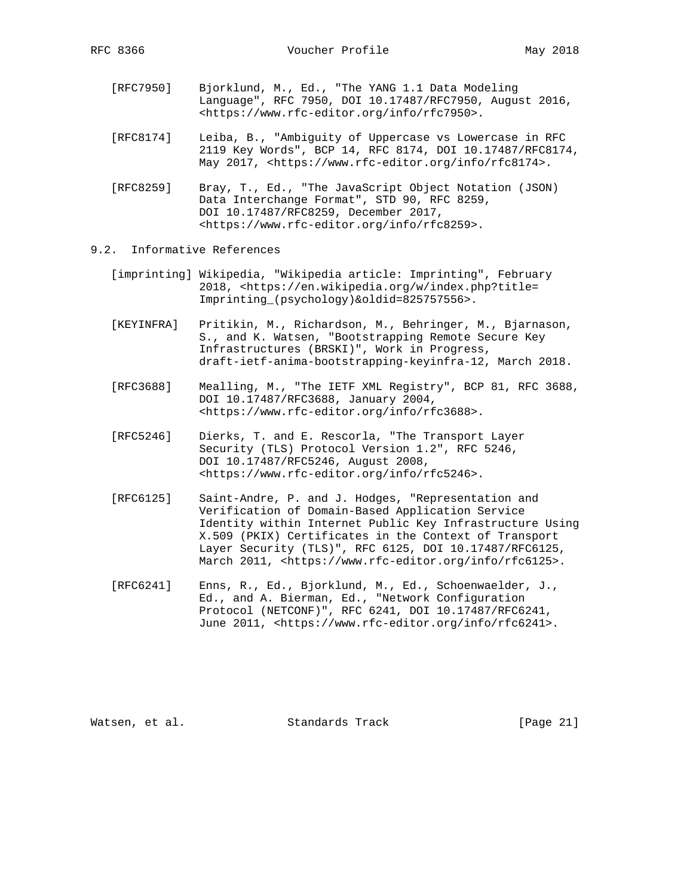[RFC7950] Bjorklund, M., Ed., "The YANG 1.1 Data Modeling Language", RFC 7950, DOI 10.17487/RFC7950, August 2016, <https://www.rfc-editor.org/info/rfc7950>.

[RFC8174] Leiba, B., "Ambiguity of Uppercase vs Lowercase in RFC 2119 Key Words", BCP 14, RFC 8174, DOI 10.17487/RFC8174, May 2017, <https://www.rfc-editor.org/info/rfc8174>.

[RFC8259] Bray, T., Ed., "The JavaScript Object Notation (JSON) Data Interchange Format", STD 90, RFC 8259, DOI 10.17487/RFC8259, December 2017, <https://www.rfc-editor.org/info/rfc8259>.

### 9.2. Informative References

[imprinting] Wikipedia, "Wikipedia article: Imprinting", February 2018, <https://en.wikipedia.org/w/index.php?title=Imprinting_(psychology)&oldid=825757556>.

[KEYINFRA] Pritikin, M., Richardson, M., Behringer, M., Bjarnason, S., and K. Watsen, "Bootstrapping Remote Secure Key Infrastructures (BRSKI)", Work in Progress, draft-ietf-anima-bootstrapping-keyinfra-12, March 2018.

[RFC3688] Mealling, M., "The IETF XML Registry", BCP 81, RFC 3688, DOI 10.17487/RFC3688, January 2004, <https://www.rfc-editor.org/info/rfc3688>.

[RFC5246] Dierks, T. and E. Rescorla, "The Transport Layer Security (TLS) Protocol Version 1.2", RFC 5246, DOI 10.17487/RFC5246, August 2008, <https://www.rfc-editor.org/info/rfc5246>.

[RFC6125] Saint-Andre, P. and J. Hodges, "Representation and Verification of Domain-Based Application Service Identity within Internet Public Key Infrastructure Using X.509 (PKIX) Certificates in the Context of Transport Layer Security (TLS)", RFC 6125, DOI 10.17487/RFC6125, March 2011, <https://www.rfc-editor.org/info/rfc6125>.

[RFC6241] Enns, R., Ed., Bjorklund, M., Ed., Schoenwaelder, J., Ed., and A. Bierman, Ed., "Network Configuration Protocol (NETCONF)", RFC 6241, DOI 10.17487/RFC6241, June 2011, <https://www.rfc-editor.org/info/rfc6241>.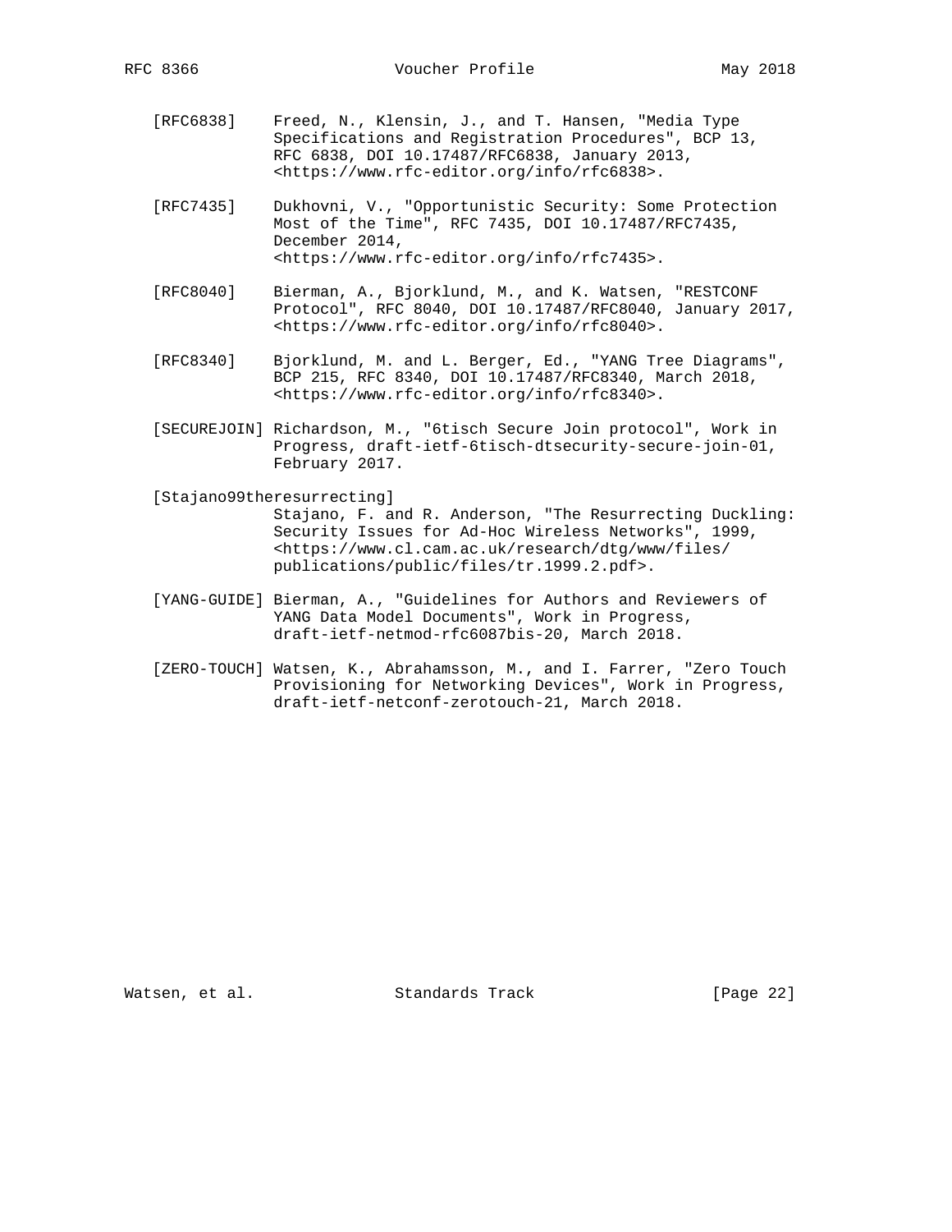[RFC6838] Freed, N., Klensin, J., and T. Hansen, "Media Type Specifications and Registration Procedures", BCP 13, RFC 6838, DOI 10.17487/RFC6838, January 2013, <https://www.rfc-editor.org/info/rfc6838>.

[RFC7435] Dukhovni, V., "Opportunistic Security: Some Protection Most of the Time", RFC 7435, DOI 10.17487/RFC7435, December 2014, <https://www.rfc-editor.org/info/rfc7435>.

[RFC8040] Bierman, A., Bjorklund, M., and K. Watsen, "RESTCONF Protocol", RFC 8040, DOI 10.17487/RFC8040, January 2017, <https://www.rfc-editor.org/info/rfc8040>.

[RFC8340] Bjorklund, M. and L. Berger, Ed., "YANG Tree Diagrams", BCP 215, RFC 8340, DOI 10.17487/RFC8340, March 2018, <https://www.rfc-editor.org/info/rfc8340>.

[SECUREJOIN] Richardson, M., "6tisch Secure Join protocol", Work in Progress, draft-ietf-6tisch-dtsecurity-secure-join-01, February 2017.

[Stajano99theresurrecting] Stajano, F. and R. Anderson, "The Resurrecting Duckling: Security Issues for Ad-Hoc Wireless Networks", 1999, <https://www.cl.cam.ac.uk/research/dtg/www/files/publications/public/files/tr.1999.2.pdf>.

[YANG-GUIDE] Bierman, A., "Guidelines for Authors and Reviewers of YANG Data Model Documents", Work in Progress, draft-ietf-netmod-rfc6087bis-20, March 2018.

[ZERO-TOUCH] Watsen, K., Abrahamsson, M., and I. Farrer, "Zero Touch Provisioning for Networking Devices", Work in Progress, draft-ietf-netconf-zerotouch-21, March 2018.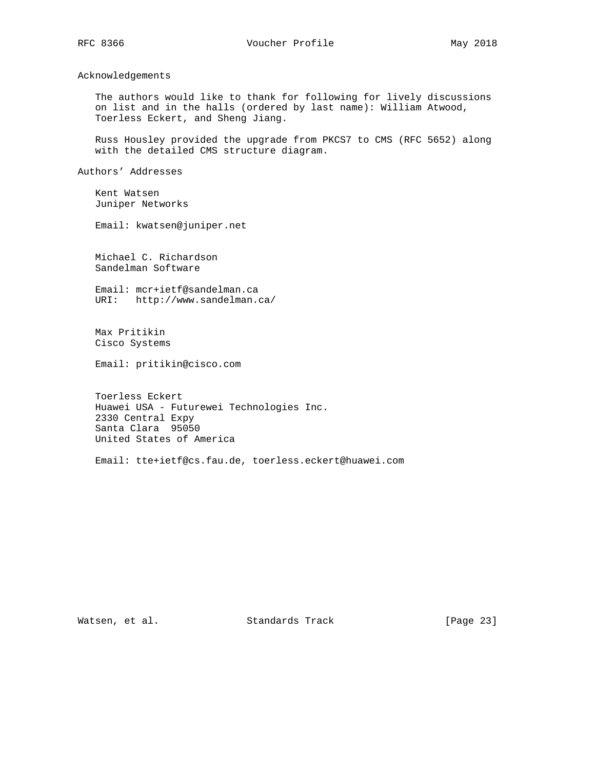## Acknowledgements

The authors would like to thank for following for lively discussions on list and in the halls (ordered by last name): William Atwood, Toerless Eckert, and Sheng Jiang.

Russ Housley provided the upgrade from PKCS7 to CMS (RFC 5652) along with the detailed CMS structure diagram.

## Authors' Addresses

Kent Watsen
Juniper Networks

Email: kwatsen@juniper.net

Michael C. Richardson
Sandelman Software

Email: mcr+ietf@sandelman.ca
URI: http://www.sandelman.ca/

Max Pritikin
Cisco Systems

Email: pritikin@cisco.com

Toerless Eckert
Huawei USA - Futurewei Technologies Inc.
2330 Central Expy
Santa Clara 95050
United States of America

Email: tte+ietf@cs.fau.de, toerless.eckert@huawei.com